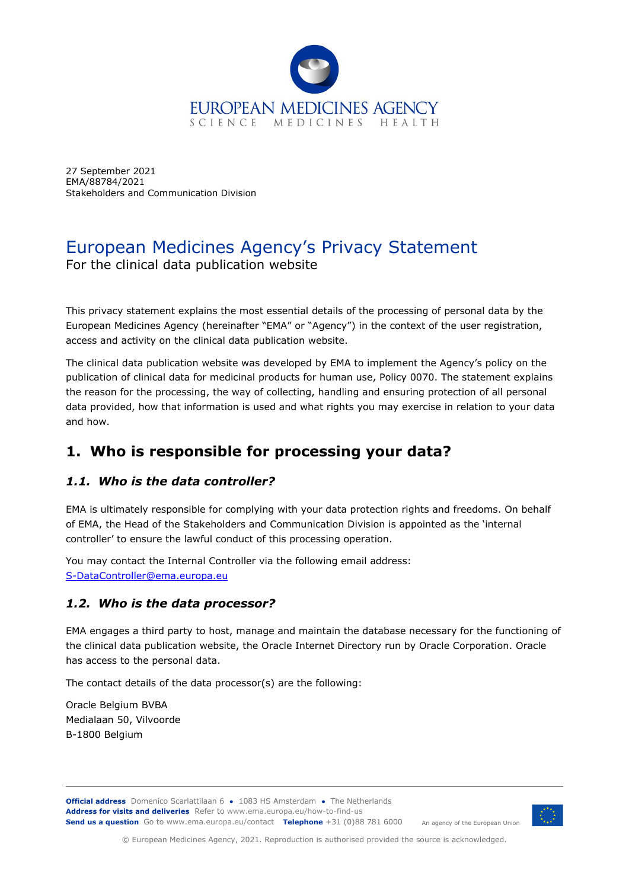EUROPEAN MEDICINES AGENCY
SCIENCE MEDICINES HEALTH

27 September 2021
EMA/88784/2021
Stakeholders and Communication Division

# European Medicines Agency's Privacy Statement

For the clinical data publication website

This privacy statement explains the most essential details of the processing of personal data by the European Medicines Agency (hereinafter "EMA" or "Agency") in the context of the user registration, access and activity on the clinical data publication website.

The clinical data publication website was developed by EMA to implement the Agency's policy on the publication of clinical data for medicinal products for human use, Policy 0070. The statement explains the reason for the processing, the way of collecting, handling and ensuring protection of all personal data provided, how that information is used and what rights you may exercise in relation to your data and how.

## 1. Who is responsible for processing your data?

### *1.1. Who is the data controller?*

EMA is ultimately responsible for complying with your data protection rights and freedoms. On behalf of EMA, the Head of the Stakeholders and Communication Division is appointed as the 'internal controller' to ensure the lawful conduct of this processing operation.

You may contact the Internal Controller via the following email address:
S-DataController@ema.europa.eu

### *1.2. Who is the data processor?*

EMA engages a third party to host, manage and maintain the database necessary for the functioning of the clinical data publication website, the Oracle Internet Directory run by Oracle Corporation. Oracle has access to the personal data.

The contact details of the data processor(s) are the following:

Oracle Belgium BVBA
Medialaan 50, Vilvoorde
B-1800 Belgium

**Official address** Domenico Scarlattilaan 6 ● 1083 HS Amsterdam ● The Netherlands
**Address for visits and deliveries** Refer to www.ema.europa.eu/how-to-find-us
**Send us a question** Go to www.ema.europa.eu/contact **Telephone** +31 (0)88 781 6000

An agency of the European Union

© European Medicines Agency, 2021. Reproduction is authorised provided the source is acknowledged.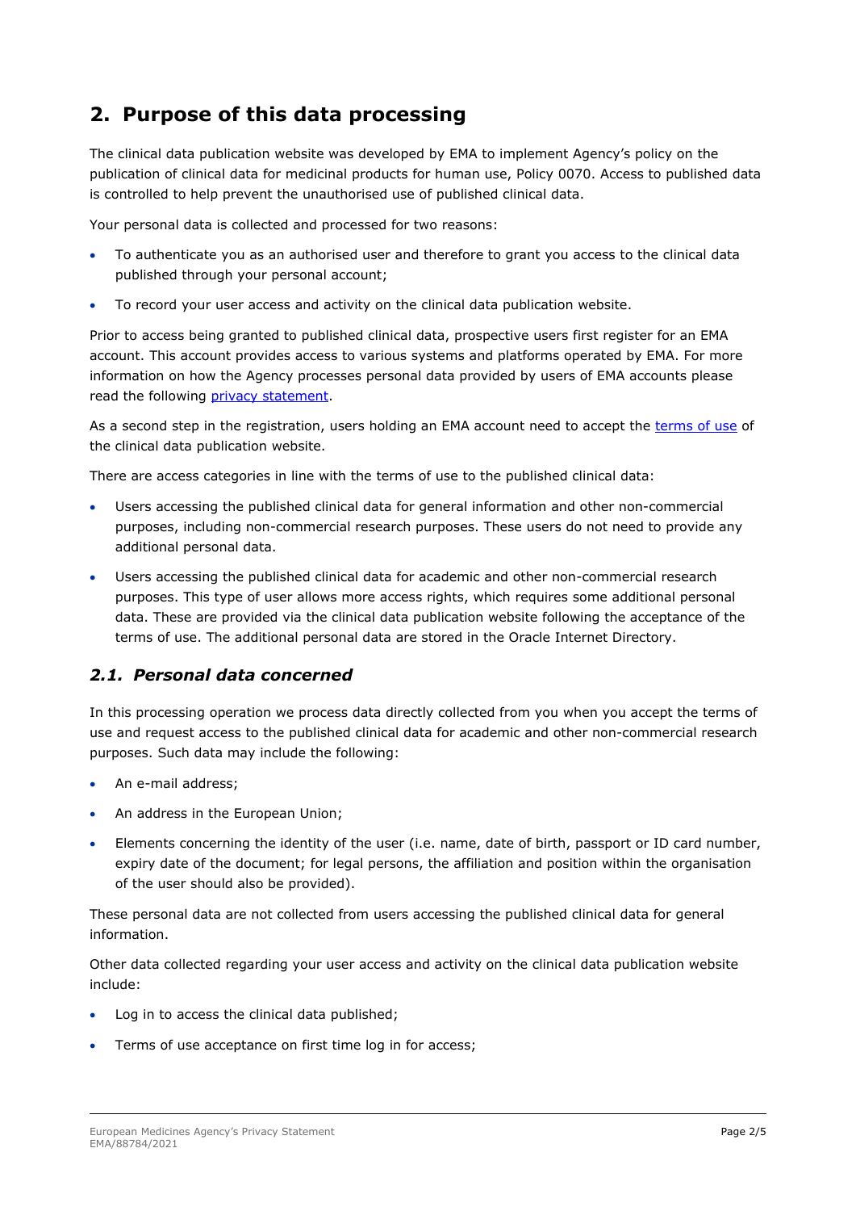## 2. Purpose of this data processing

The clinical data publication website was developed by EMA to implement Agency's policy on the publication of clinical data for medicinal products for human use, Policy 0070. Access to published data is controlled to help prevent the unauthorised use of published clinical data.

Your personal data is collected and processed for two reasons:

- To authenticate you as an authorised user and therefore to grant you access to the clinical data published through your personal account;
- To record your user access and activity on the clinical data publication website.

Prior to access being granted to published clinical data, prospective users first register for an EMA account. This account provides access to various systems and platforms operated by EMA. For more information on how the Agency processes personal data provided by users of EMA accounts please read the following [privacy statement](privacy statement).

As a second step in the registration, users holding an EMA account need to accept the [terms of use](terms of use) of the clinical data publication website.

There are access categories in line with the terms of use to the published clinical data:

- Users accessing the published clinical data for general information and other non-commercial purposes, including non-commercial research purposes. These users do not need to provide any additional personal data.
- Users accessing the published clinical data for academic and other non-commercial research purposes. This type of user allows more access rights, which requires some additional personal data. These are provided via the clinical data publication website following the acceptance of the terms of use. The additional personal data are stored in the Oracle Internet Directory.

### *2.1. Personal data concerned*

In this processing operation we process data directly collected from you when you accept the terms of use and request access to the published clinical data for academic and other non-commercial research purposes. Such data may include the following:

- An e-mail address;
- An address in the European Union;
- Elements concerning the identity of the user (i.e. name, date of birth, passport or ID card number, expiry date of the document; for legal persons, the affiliation and position within the organisation of the user should also be provided).

These personal data are not collected from users accessing the published clinical data for general information.

Other data collected regarding your user access and activity on the clinical data publication website include:

- Log in to access the clinical data published;
- Terms of use acceptance on first time log in for access;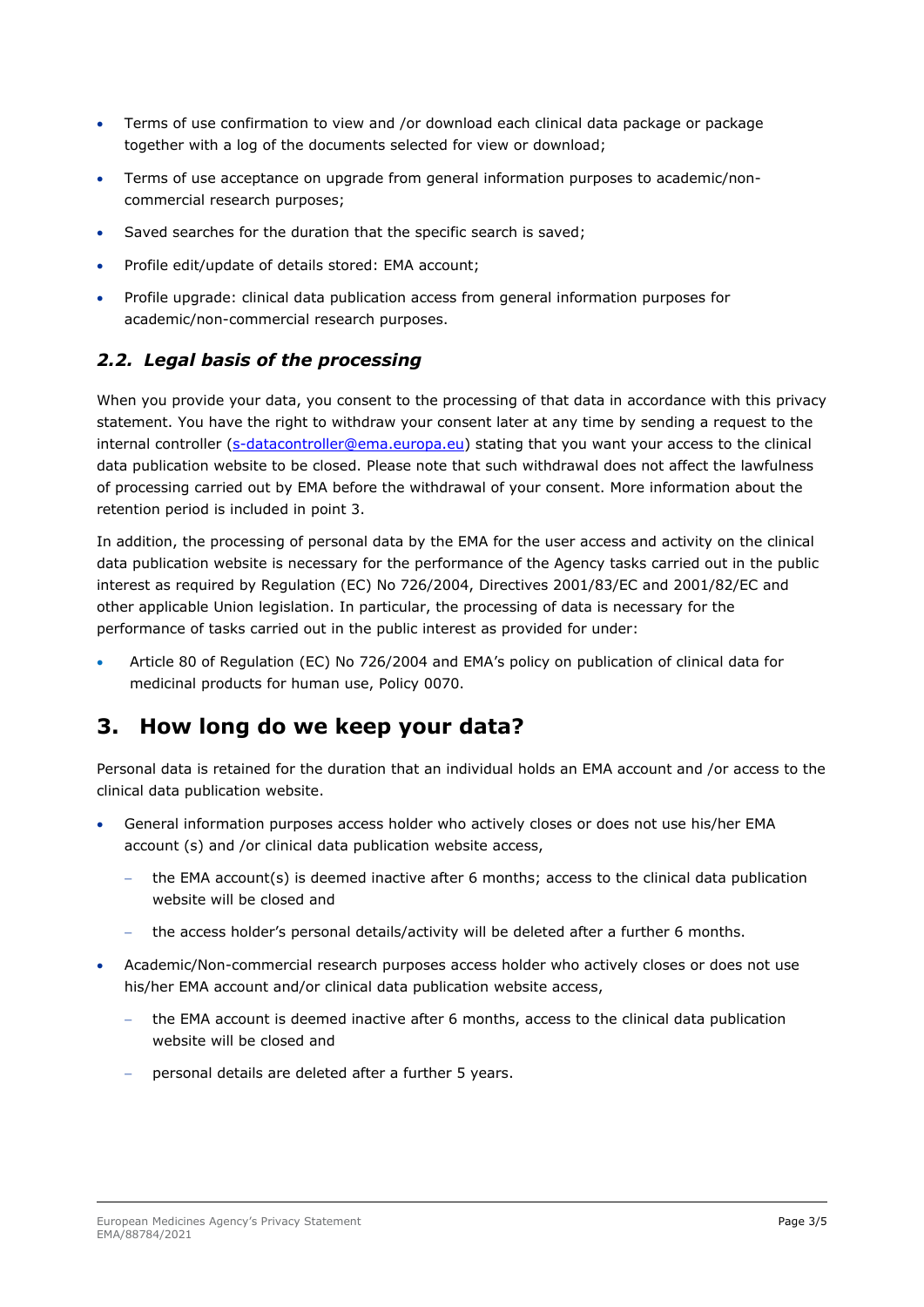- Terms of use confirmation to view and /or download each clinical data package or package together with a log of the documents selected for view or download;
- Terms of use acceptance on upgrade from general information purposes to academic/non-commercial research purposes;
- Saved searches for the duration that the specific search is saved;
- Profile edit/update of details stored: EMA account;
- Profile upgrade: clinical data publication access from general information purposes for academic/non-commercial research purposes.

### *2.2. Legal basis of the processing*

When you provide your data, you consent to the processing of that data in accordance with this privacy statement. You have the right to withdraw your consent later at any time by sending a request to the internal controller (s-datacontroller@ema.europa.eu) stating that you want your access to the clinical data publication website to be closed. Please note that such withdrawal does not affect the lawfulness of processing carried out by EMA before the withdrawal of your consent. More information about the retention period is included in point 3.

In addition, the processing of personal data by the EMA for the user access and activity on the clinical data publication website is necessary for the performance of the Agency tasks carried out in the public interest as required by Regulation (EC) No 726/2004, Directives 2001/83/EC and 2001/82/EC and other applicable Union legislation. In particular, the processing of data is necessary for the performance of tasks carried out in the public interest as provided for under:

- Article 80 of Regulation (EC) No 726/2004 and EMA's policy on publication of clinical data for medicinal products for human use, Policy 0070.

## 3. How long do we keep your data?

Personal data is retained for the duration that an individual holds an EMA account and /or access to the clinical data publication website.

- General information purposes access holder who actively closes or does not use his/her EMA account (s) and /or clinical data publication website access,
  - the EMA account(s) is deemed inactive after 6 months; access to the clinical data publication website will be closed and
  - the access holder's personal details/activity will be deleted after a further 6 months.
- Academic/Non-commercial research purposes access holder who actively closes or does not use his/her EMA account and/or clinical data publication website access,
  - the EMA account is deemed inactive after 6 months, access to the clinical data publication website will be closed and
  - personal details are deleted after a further 5 years.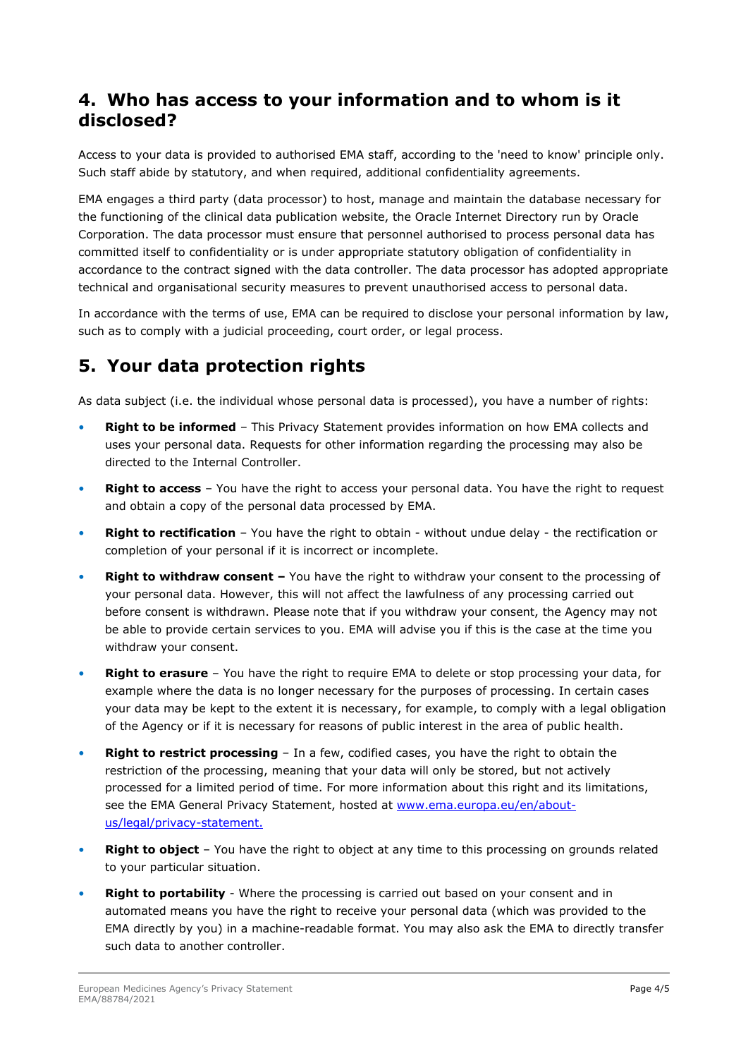## 4. Who has access to your information and to whom is it disclosed?

Access to your data is provided to authorised EMA staff, according to the 'need to know' principle only. Such staff abide by statutory, and when required, additional confidentiality agreements.

EMA engages a third party (data processor) to host, manage and maintain the database necessary for the functioning of the clinical data publication website, the Oracle Internet Directory run by Oracle Corporation. The data processor must ensure that personnel authorised to process personal data has committed itself to confidentiality or is under appropriate statutory obligation of confidentiality in accordance to the contract signed with the data controller. The data processor has adopted appropriate technical and organisational security measures to prevent unauthorised access to personal data.

In accordance with the terms of use, EMA can be required to disclose your personal information by law, such as to comply with a judicial proceeding, court order, or legal process.

## 5. Your data protection rights

As data subject (i.e. the individual whose personal data is processed), you have a number of rights:

- **Right to be informed** – This Privacy Statement provides information on how EMA collects and uses your personal data. Requests for other information regarding the processing may also be directed to the Internal Controller.
- **Right to access** – You have the right to access your personal data. You have the right to request and obtain a copy of the personal data processed by EMA.
- **Right to rectification** – You have the right to obtain - without undue delay - the rectification or completion of your personal if it is incorrect or incomplete.
- **Right to withdraw consent –** You have the right to withdraw your consent to the processing of your personal data. However, this will not affect the lawfulness of any processing carried out before consent is withdrawn. Please note that if you withdraw your consent, the Agency may not be able to provide certain services to you. EMA will advise you if this is the case at the time you withdraw your consent.
- **Right to erasure** – You have the right to require EMA to delete or stop processing your data, for example where the data is no longer necessary for the purposes of processing. In certain cases your data may be kept to the extent it is necessary, for example, to comply with a legal obligation of the Agency or if it is necessary for reasons of public interest in the area of public health.
- **Right to restrict processing** – In a few, codified cases, you have the right to obtain the restriction of the processing, meaning that your data will only be stored, but not actively processed for a limited period of time. For more information about this right and its limitations, see the EMA General Privacy Statement, hosted at [www.ema.europa.eu/en/about-us/legal/privacy-statement.](http://www.ema.europa.eu/en/about-us/legal/privacy-statement)
- **Right to object** – You have the right to object at any time to this processing on grounds related to your particular situation.
- **Right to portability** - Where the processing is carried out based on your consent and in automated means you have the right to receive your personal data (which was provided to the EMA directly by you) in a machine-readable format. You may also ask the EMA to directly transfer such data to another controller.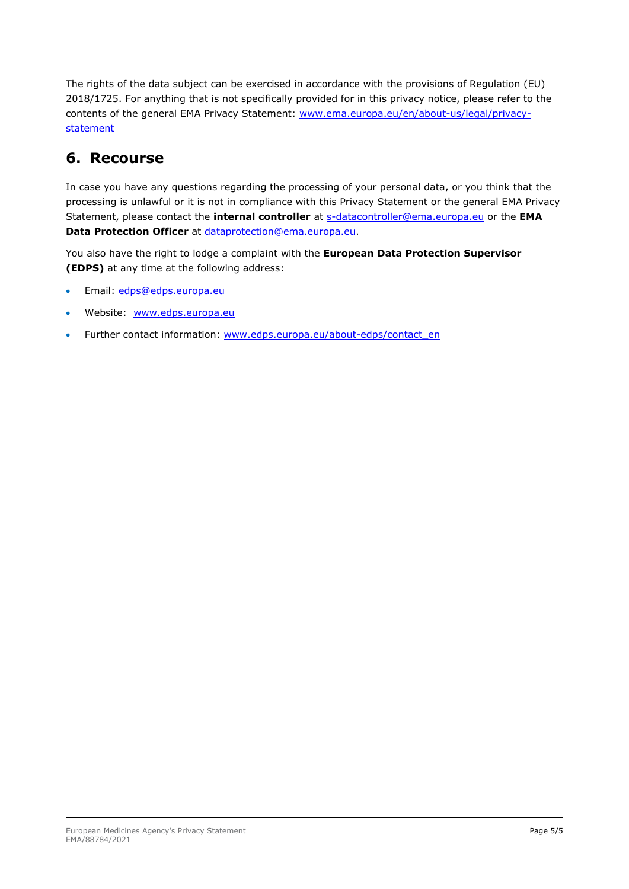The rights of the data subject can be exercised in accordance with the provisions of Regulation (EU) 2018/1725. For anything that is not specifically provided for in this privacy notice, please refer to the contents of the general EMA Privacy Statement: [www.ema.europa.eu/en/about-us/legal/privacy-statement](www.ema.europa.eu/en/about-us/legal/privacy-statement)

## 6. Recourse

In case you have any questions regarding the processing of your personal data, or you think that the processing is unlawful or it is not in compliance with this Privacy Statement or the general EMA Privacy Statement, please contact the **internal controller** at [s-datacontroller@ema.europa.eu](mailto:s-datacontroller@ema.europa.eu) or the **EMA Data Protection Officer** at [dataprotection@ema.europa.eu](mailto:dataprotection@ema.europa.eu).

You also have the right to lodge a complaint with the **European Data Protection Supervisor (EDPS)** at any time at the following address:

- Email: [edps@edps.europa.eu](mailto:edps@edps.europa.eu)
- Website: [www.edps.europa.eu](www.edps.europa.eu)
- Further contact information: [www.edps.europa.eu/about-edps/contact_en](www.edps.europa.eu/about-edps/contact_en)